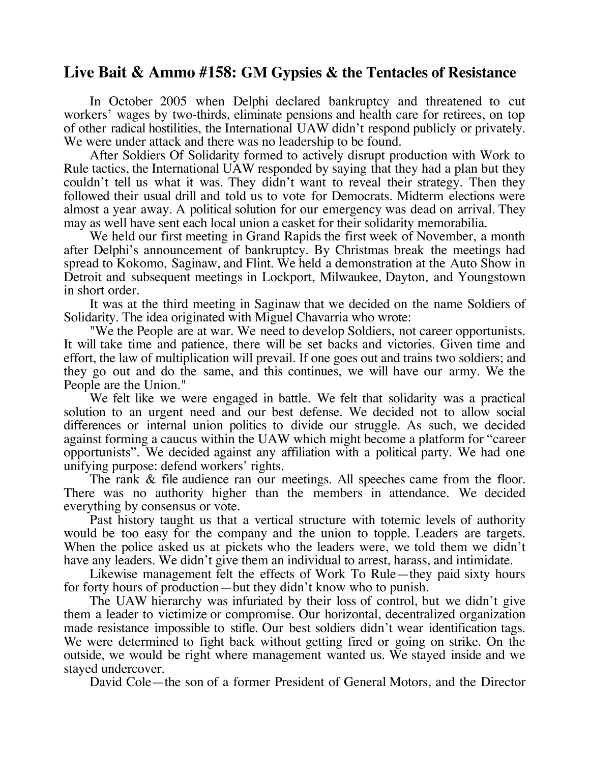## Live Bait & Ammo #158: GM Gypsies & the Tentacles of Resistance

In October 2005 when Delphi declared bankruptcy and threatened to cut workers' wages by two-thirds, eliminate pensions and health care for retirees, on top of other radical hostilities, the International UAW didn't respond publicly or privately. We were under attack and there was no leadership to be found.

After Soldiers Of Solidarity formed to actively disrupt production with Work to Rule tactics, the International UAW responded by saying that they had a plan but they couldn't tell us what it was. They didn't want to reveal their strategy. Then they followed their usual drill and told us to vote for Democrats. Midterm elections were almost a year away. A political solution for our emergency was dead on arrival. They may as well have sent each local union a casket for their solidarity memorabilia.

We held our first meeting in Grand Rapids the first week of November, a month after Delphi's announcement of bankruptcy. By Christmas break the meetings had spread to Kokomo, Saginaw, and Flint. We held a demonstration at the Auto Show in Detroit and subsequent meetings in Lockport, Milwaukee, Dayton, and Youngstown in short order.

It was at the third meeting in Saginaw that we decided on the name Soldiers of Solidarity. The idea originated with Miguel Chavarria who wrote:

"We the People are at war. We need to develop Soldiers, not career opportunists. It will take time and patience, there will be set backs and victories. Given time and effort, the law of multiplication will prevail. If one goes out and trains two soldiers; and they go out and do the same, and this continues, we will have our army. We the People are the Union."

We felt like we were engaged in battle. We felt that solidarity was a practical solution to an urgent need and our best defense. We decided not to allow social differences or internal union politics to divide our struggle. As such, we decided against forming a caucus within the UAW which might become a platform for "career opportunists". We decided against any affiliation with a political party. We had one unifying purpose: defend workers' rights.

The rank & file audience ran our meetings. All speeches came from the floor. There was no authority higher than the members in attendance. We decided everything by consensus or vote.

Past history taught us that a vertical structure with totemic levels of authority would be too easy for the company and the union to topple. Leaders are targets. When the police asked us at pickets who the leaders were, we told them we didn't have any leaders. We didn't give them an individual to arrest, harass, and intimidate.

Likewise management felt the effects of Work To Rule—they paid sixty hours for forty hours of production—but they didn't know who to punish.

The UAW hierarchy was infuriated by their loss of control, but we didn't give them a leader to victimize or compromise. Our horizontal, decentralized organization made resistance impossible to stifle. Our best soldiers didn't wear identification tags. We were determined to fight back without getting fired or going on strike. On the outside, we would be right where management wanted us. We stayed inside and we stayed undercover.

David Cole—the son of a former President of General Motors, and the Director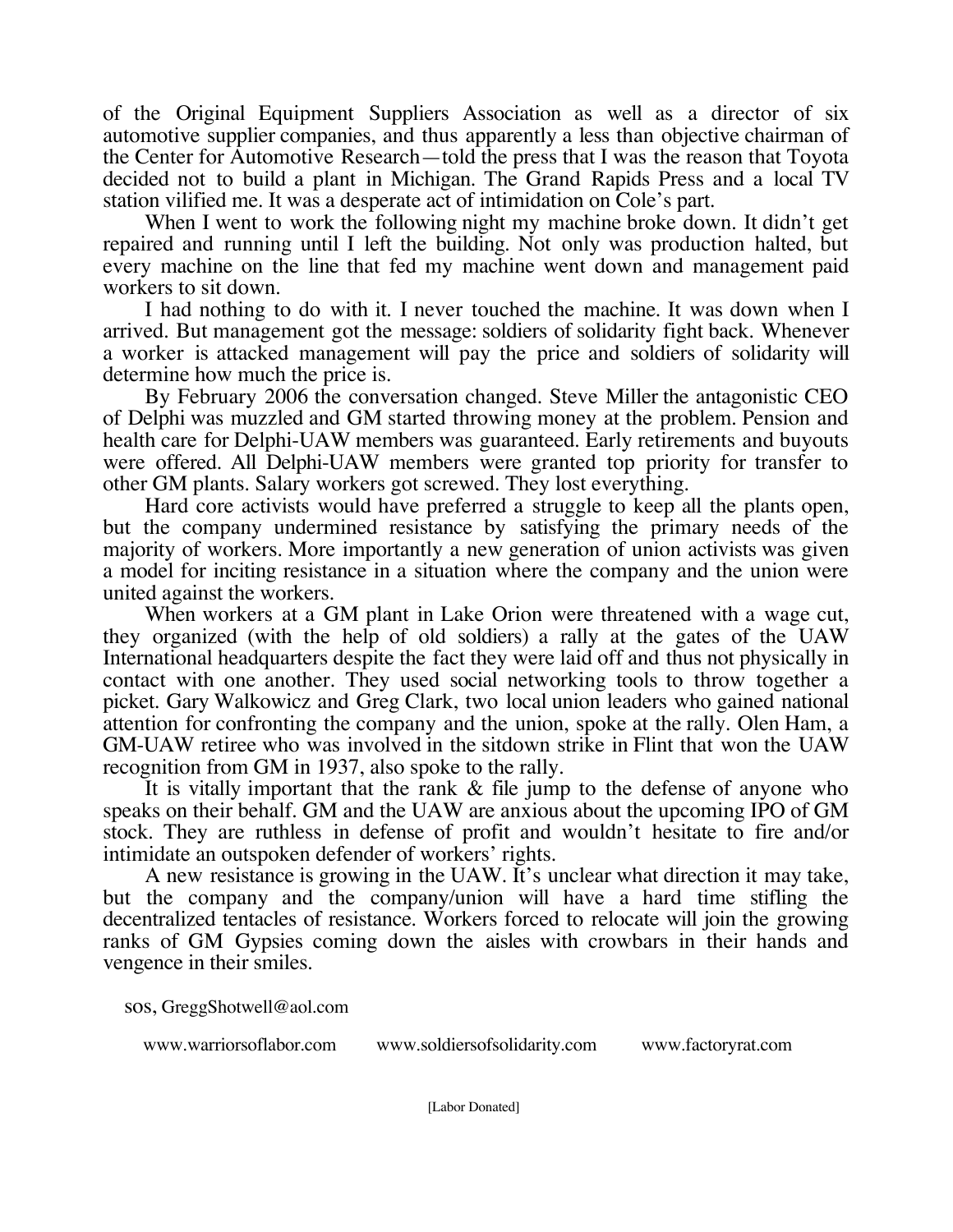of the Original Equipment Suppliers Association as well as a director of six automotive supplier companies, and thus apparently a less than objective chairman of the Center for Automotive Research—told the press that I was the reason that Toyota decided not to build a plant in Michigan. The Grand Rapids Press and a local TV station vilified me. It was a desperate act of intimidation on Cole's part.

When I went to work the following night my machine broke down. It didn't get repaired and running until I left the building. Not only was production halted, but every machine on the line that fed my machine went down and management paid workers to sit down.

I had nothing to do with it. I never touched the machine. It was down when I arrived. But management got the message: soldiers of solidarity fight back. Whenever a worker is attacked management will pay the price and soldiers of solidarity will determine how much the price is.

By February 2006 the conversation changed. Steve Miller the antagonistic CEO of Delphi was muzzled and GM started throwing money at the problem. Pension and health care for Delphi-UAW members was guaranteed. Early retirements and buyouts were offered. All Delphi-UAW members were granted top priority for transfer to other GM plants. Salary workers got screwed. They lost everything.

Hard core activists would have preferred a struggle to keep all the plants open, but the company undermined resistance by satisfying the primary needs of the majority of workers. More importantly a new generation of union activists was given a model for inciting resistance in a situation where the company and the union were united against the workers.

When workers at a GM plant in Lake Orion were threatened with a wage cut, they organized (with the help of old soldiers) a rally at the gates of the UAW International headquarters despite the fact they were laid off and thus not physically in contact with one another. They used social networking tools to throw together a picket. Gary Walkowicz and Greg Clark, two local union leaders who gained national attention for confronting the company and the union, spoke at the rally. Olen Ham, a GM-UAW retiree who was involved in the sitdown strike in Flint that won the UAW recognition from GM in 1937, also spoke to the rally.

It is vitally important that the rank & file jump to the defense of anyone who speaks on their behalf. GM and the UAW are anxious about the upcoming IPO of GM stock. They are ruthless in defense of profit and wouldn't hesitate to fire and/or intimidate an outspoken defender of workers' rights.

A new resistance is growing in the UAW. It's unclear what direction it may take, but the company and the company/union will have a hard time stifling the decentralized tentacles of resistance. Workers forced to relocate will join the growing ranks of GM Gypsies coming down the aisles with crowbars in their hands and vengence in their smiles.

sos, GreggShotwell@aol.com

www.warriorsoflabor.com www.soldiersofsolidarity.com www.factoryrat.com

[Labor Donated]